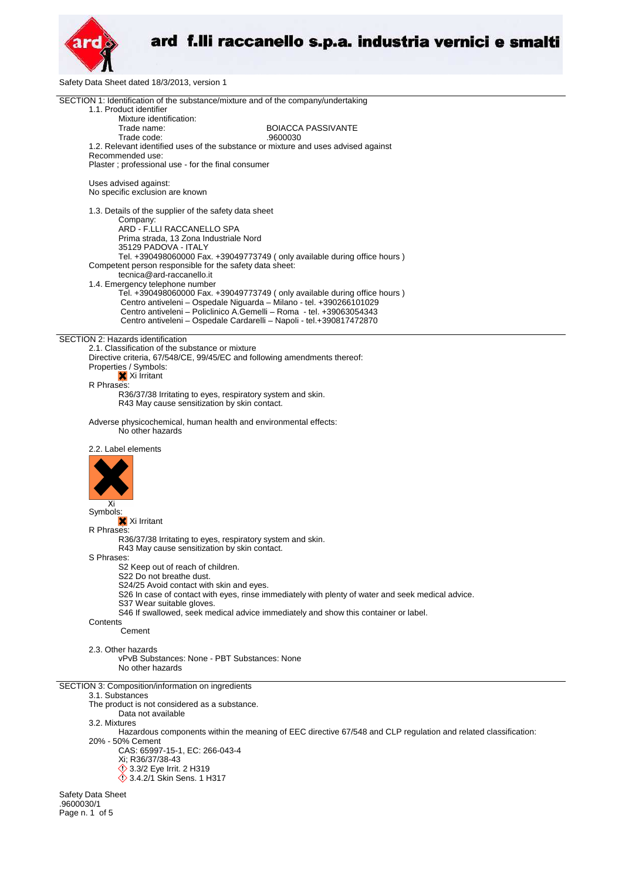ard f.lli raccanello s.p.a. industria vernici e smalti

Safety Data Sheet dated 18/3/2013, version 1

## SECTION 1: Identification of the substance/mixture and of the company/undertaking

1.1. Product identifier

Mixture identification:

Trade name: BOIACCA PASSIVANTE

Trade code: .9600030

1.2. Relevant identified uses of the substance or mixture and uses advised against

Recommended use:

Plaster ; professional use - for the final consumer

Uses advised against:

No specific exclusion are known

1.3. Details of the supplier of the safety data sheet

Company:

ARD - F.LLI RACCANELLO SPA
Prima strada, 13 Zona Industriale Nord
35129 PADOVA - ITALY
Tel. +390498060000 Fax. +39049773749 ( only available during office hours )

Competent person responsible for the safety data sheet:

tecnica@ard-raccanello.it

1.4. Emergency telephone number

Tel. +390498060000 Fax. +39049773749 ( only available during office hours )
Centro antiveleni – Ospedale Niguarda – Milano - tel. +390266101029
Centro antiveleni – Policlinico A.Gemelli – Roma - tel. +39063054343
Centro antiveleni – Ospedale Cardarelli – Napoli - tel.+390817472870

## SECTION 2: Hazards identification

2.1. Classification of the substance or mixture

Directive criteria, 67/548/CE, 99/45/EC and following amendments thereof:

Properties / Symbols:

Xi Irritant

R Phrases:

R36/37/38 Irritating to eyes, respiratory system and skin.
R43 May cause sensitization by skin contact.

Adverse physicochemical, human health and environmental effects:

No other hazards

2.2. Label elements

Xi

Symbols:

Xi Irritant

R Phrases:

R36/37/38 Irritating to eyes, respiratory system and skin.
R43 May cause sensitization by skin contact.

S Phrases:

S2 Keep out of reach of children.
S22 Do not breathe dust.
S24/25 Avoid contact with skin and eyes.
S26 In case of contact with eyes, rinse immediately with plenty of water and seek medical advice.
S37 Wear suitable gloves.
S46 If swallowed, seek medical advice immediately and show this container or label.

Contents

Cement

2.3. Other hazards

vPvB Substances: None - PBT Substances: None
No other hazards

## SECTION 3: Composition/information on ingredients

3.1. Substances

The product is not considered as a substance.

Data not available

3.2. Mixtures

Hazardous components within the meaning of EEC directive 67/548 and CLP regulation and related classification:

20% - 50% Cement

CAS: 65997-15-1, EC: 266-043-4
Xi; R36/37/38-43
3.3/2 Eye Irrit. 2 H319
3.4.2/1 Skin Sens. 1 H317

Safety Data Sheet
.9600030/1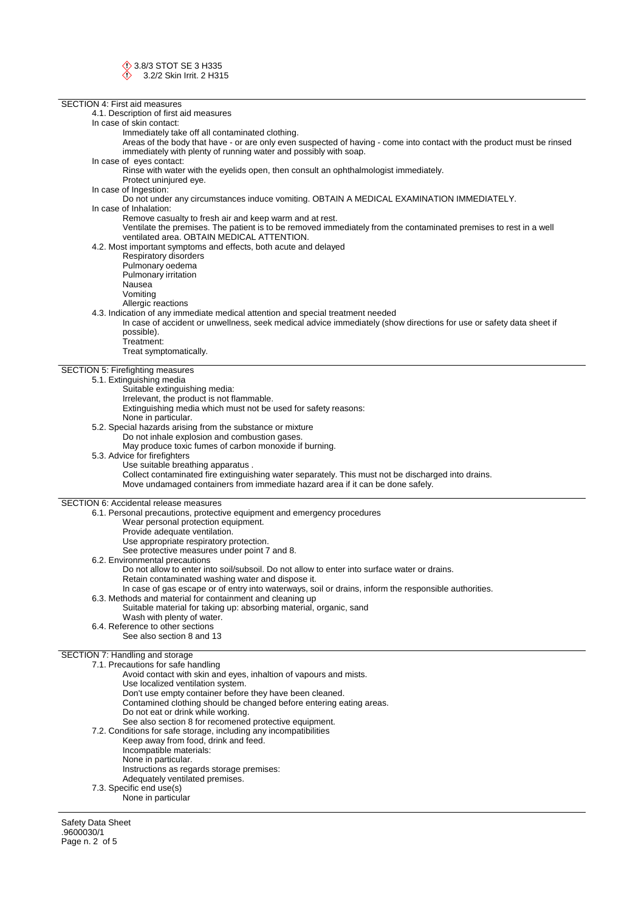3.8/3 STOT SE 3 H335
3.2/2 Skin Irrit. 2 H315

## SECTION 4: First aid measures

4.1. Description of first aid measures

In case of skin contact:

Immediately take off all contaminated clothing.

Areas of the body that have - or are only even suspected of having - come into contact with the product must be rinsed immediately with plenty of running water and possibly with soap.

In case of eyes contact:

Rinse with water with the eyelids open, then consult an ophthalmologist immediately.

Protect uninjured eye.

In case of Ingestion:

Do not under any circumstances induce vomiting. OBTAIN A MEDICAL EXAMINATION IMMEDIATELY.

In case of Inhalation:

Remove casualty to fresh air and keep warm and at rest.

Ventilate the premises. The patient is to be removed immediately from the contaminated premises to rest in a well ventilated area. OBTAIN MEDICAL ATTENTION.

4.2. Most important symptoms and effects, both acute and delayed

Respiratory disorders
Pulmonary oedema
Pulmonary irritation
Nausea
Vomiting
Allergic reactions

4.3. Indication of any immediate medical attention and special treatment needed

In case of accident or unwellness, seek medical advice immediately (show directions for use or safety data sheet if possible).

Treatment:

Treat symptomatically.

## SECTION 5: Firefighting measures

5.1. Extinguishing media

Suitable extinguishing media:

Irrelevant, the product is not flammable.

Extinguishing media which must not be used for safety reasons:

None in particular.

5.2. Special hazards arising from the substance or mixture

Do not inhale explosion and combustion gases.

May produce toxic fumes of carbon monoxide if burning.

5.3. Advice for firefighters

Use suitable breathing apparatus .

Collect contaminated fire extinguishing water separately. This must not be discharged into drains.

Move undamaged containers from immediate hazard area if it can be done safely.

## SECTION 6: Accidental release measures

6.1. Personal precautions, protective equipment and emergency procedures

Wear personal protection equipment.
Provide adequate ventilation.
Use appropriate respiratory protection.
See protective measures under point 7 and 8.

6.2. Environmental precautions

Do not allow to enter into soil/subsoil. Do not allow to enter into surface water or drains.
Retain contaminated washing water and dispose it.
In case of gas escape or of entry into waterways, soil or drains, inform the responsible authorities.

6.3. Methods and material for containment and cleaning up

Suitable material for taking up: absorbing material, organic, sand
Wash with plenty of water.

6.4. Reference to other sections

See also section 8 and 13

## SECTION 7: Handling and storage

7.1. Precautions for safe handling

Avoid contact with skin and eyes, inhaltion of vapours and mists.
Use localized ventilation system.
Don't use empty container before they have been cleaned.
Contamined clothing should be changed before entering eating areas.
Do not eat or drink while working.
See also section 8 for recomened protective equipment.

7.2. Conditions for safe storage, including any incompatibilities

Keep away from food, drink and feed.
Incompatible materials:
None in particular.
Instructions as regards storage premises:
Adequately ventilated premises.

7.3. Specific end use(s)

None in particular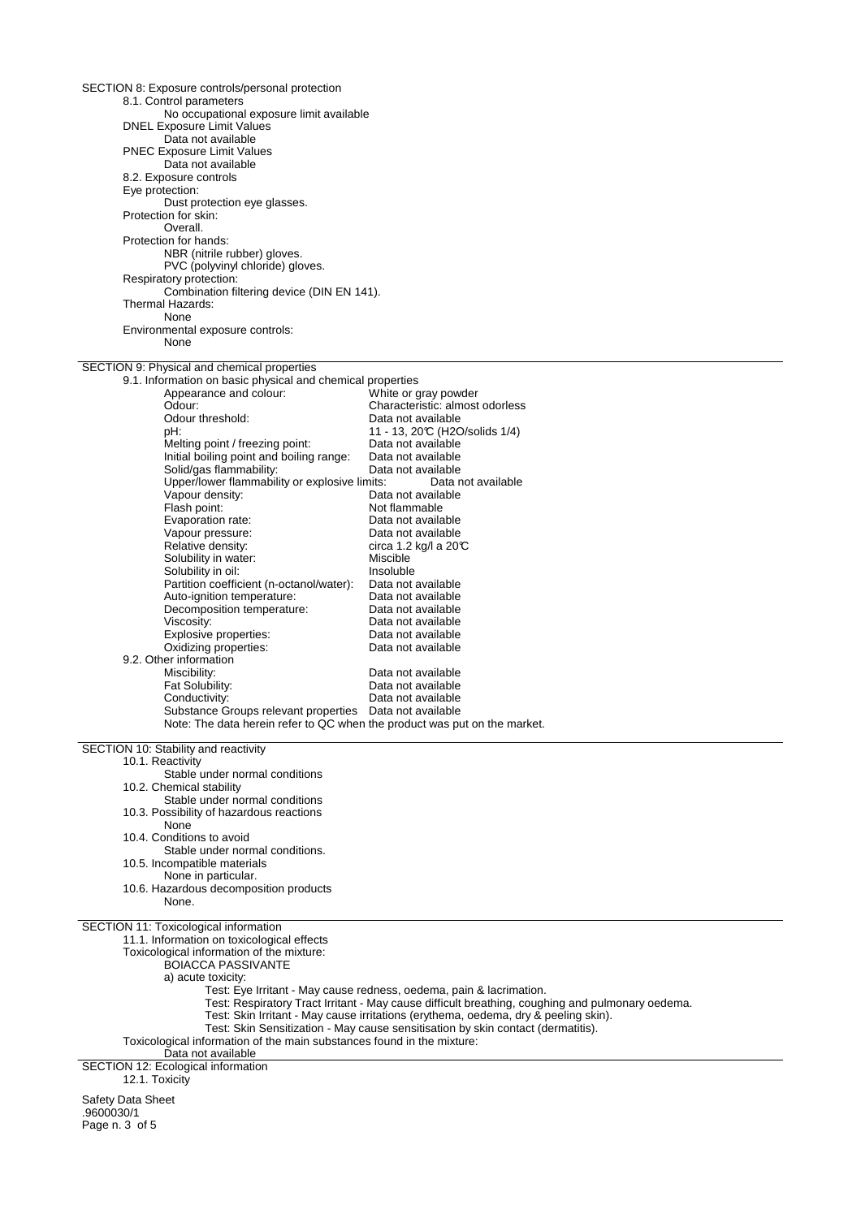## SECTION 8: Exposure controls/personal protection

8.1. Control parameters
No occupational exposure limit available

DNEL Exposure Limit Values
Data not available

PNEC Exposure Limit Values
Data not available

8.2. Exposure controls

Eye protection:
Dust protection eye glasses.

Protection for skin:
Overall.

Protection for hands:
NBR (nitrile rubber) gloves.
PVC (polyvinyl chloride) gloves.

Respiratory protection:
Combination filtering device (DIN EN 141).

Thermal Hazards:
None

Environmental exposure controls:
None

## SECTION 9: Physical and chemical properties

9.1. Information on basic physical and chemical properties

| Property | Value |
|---|---|
| Appearance and colour: | White or gray powder |
| Odour: | Characteristic: almost odorless |
| Odour threshold: | Data not available |
| pH: | 11 - 13, 20°C ($H_2O$/solids 1/4) |
| Melting point / freezing point: | Data not available |
| Initial boiling point and boiling range: | Data not available |
| Solid/gas flammability: | Data not available |
| Upper/lower flammability or explosive limits: | Data not available |
| Vapour density: | Data not available |
| Flash point: | Not flammable |
| Evaporation rate: | Data not available |
| Vapour pressure: | Data not available |
| Relative density: | circa 1.2 kg/l a 20°C |
| Solubility in water: | Miscible |
| Solubility in oil: | Insoluble |
| Partition coefficient (n-octanol/water): | Data not available |
| Auto-ignition temperature: | Data not available |
| Decomposition temperature: | Data not available |
| Viscosity: | Data not available |
| Explosive properties: | Data not available |
| Oxidizing properties: | Data not available |

9.2. Other information

| Property | Value |
|---|---|
| Miscibility: | Data not available |
| Fat Solubility: | Data not available |
| Conductivity: | Data not available |
| Substance Groups relevant properties | Data not available |

Note: The data herein refer to QC when the product was put on the market.

## SECTION 10: Stability and reactivity

10.1. Reactivity
Stable under normal conditions

10.2. Chemical stability
Stable under normal conditions

10.3. Possibility of hazardous reactions
None

10.4. Conditions to avoid
Stable under normal conditions.

10.5. Incompatible materials
None in particular.

10.6. Hazardous decomposition products
None.

## SECTION 11: Toxicological information

11.1. Information on toxicological effects

Toxicological information of the mixture:

BOIACCA PASSIVANTE

a) acute toxicity:

Test: Eye Irritant - May cause redness, oedema, pain & lacrimation.
Test: Respiratory Tract Irritant - May cause difficult breathing, coughing and pulmonary oedema.
Test: Skin Irritant - May cause irritations (erythema, oedema, dry & peeling skin).
Test: Skin Sensitization - May cause sensitisation by skin contact (dermatitis).

Toxicological information of the main substances found in the mixture:
Data not available

## SECTION 12: Ecological information

12.1. Toxicity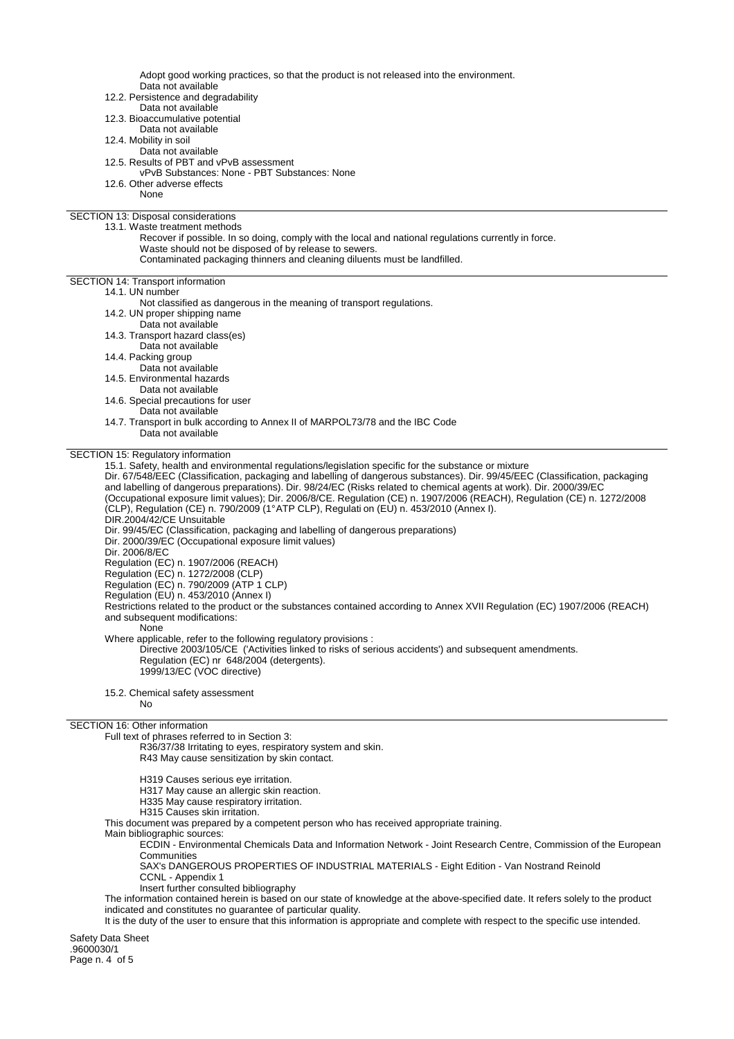Adopt good working practices, so that the product is not released into the environment.

Data not available

12.2. Persistence and degradability

Data not available

12.3. Bioaccumulative potential

Data not available

12.4. Mobility in soil

Data not available

12.5. Results of PBT and vPvB assessment

vPvB Substances: None - PBT Substances: None

12.6. Other adverse effects

None

## SECTION 13: Disposal considerations

13.1. Waste treatment methods

Recover if possible. In so doing, comply with the local and national regulations currently in force.
Waste should not be disposed of by release to sewers.
Contaminated packaging thinners and cleaning diluents must be landfilled.

## SECTION 14: Transport information

14.1. UN number

Not classified as dangerous in the meaning of transport regulations.

14.2. UN proper shipping name

Data not available

14.3. Transport hazard class(es)

Data not available

14.4. Packing group

Data not available

14.5. Environmental hazards

Data not available

14.6. Special precautions for user

Data not available

14.7. Transport in bulk according to Annex II of MARPOL73/78 and the IBC Code

Data not available

## SECTION 15: Regulatory information

15.1. Safety, health and environmental regulations/legislation specific for the substance or mixture

Dir. 67/548/EEC (Classification, packaging and labelling of dangerous substances). Dir. 99/45/EEC (Classification, packaging and labelling of dangerous preparations). Dir. 98/24/EC (Risks related to chemical agents at work). Dir. 2000/39/EC (Occupational exposure limit values); Dir. 2006/8/CE. Regulation (CE) n. 1907/2006 (REACH), Regulation (CE) n. 1272/2008 (CLP), Regulation (CE) n. 790/2009 (1°ATP CLP), Regulati on (EU) n. 453/2010 (Annex I).

DIR.2004/42/CE Unsuitable

Dir. 99/45/EC (Classification, packaging and labelling of dangerous preparations)

Dir. 2000/39/EC (Occupational exposure limit values)

Dir. 2006/8/EC

Regulation (EC) n. 1907/2006 (REACH)

Regulation (EC) n. 1272/2008 (CLP)

Regulation (EC) n. 790/2009 (ATP 1 CLP)

Regulation (EU) n. 453/2010 (Annex I)

Restrictions related to the product or the substances contained according to Annex XVII Regulation (EC) 1907/2006 (REACH) and subsequent modifications:

None

Where applicable, refer to the following regulatory provisions :

Directive 2003/105/CE ('Activities linked to risks of serious accidents') and subsequent amendments.
Regulation (EC) nr 648/2004 (detergents).
1999/13/EC (VOC directive)

15.2. Chemical safety assessment

No

## SECTION 16: Other information

Full text of phrases referred to in Section 3:

R36/37/38 Irritating to eyes, respiratory system and skin.
R43 May cause sensitization by skin contact.

H319 Causes serious eye irritation.
H317 May cause an allergic skin reaction.
H335 May cause respiratory irritation.
H315 Causes skin irritation.

This document was prepared by a competent person who has received appropriate training.

Main bibliographic sources:

ECDIN - Environmental Chemicals Data and Information Network - Joint Research Centre, Commission of the European Communities
SAX's DANGEROUS PROPERTIES OF INDUSTRIAL MATERIALS - Eight Edition - Van Nostrand Reinold
CCNL - Appendix 1
Insert further consulted bibliography

The information contained herein is based on our state of knowledge at the above-specified date. It refers solely to the product indicated and constitutes no guarantee of particular quality.

It is the duty of the user to ensure that this information is appropriate and complete with respect to the specific use intended.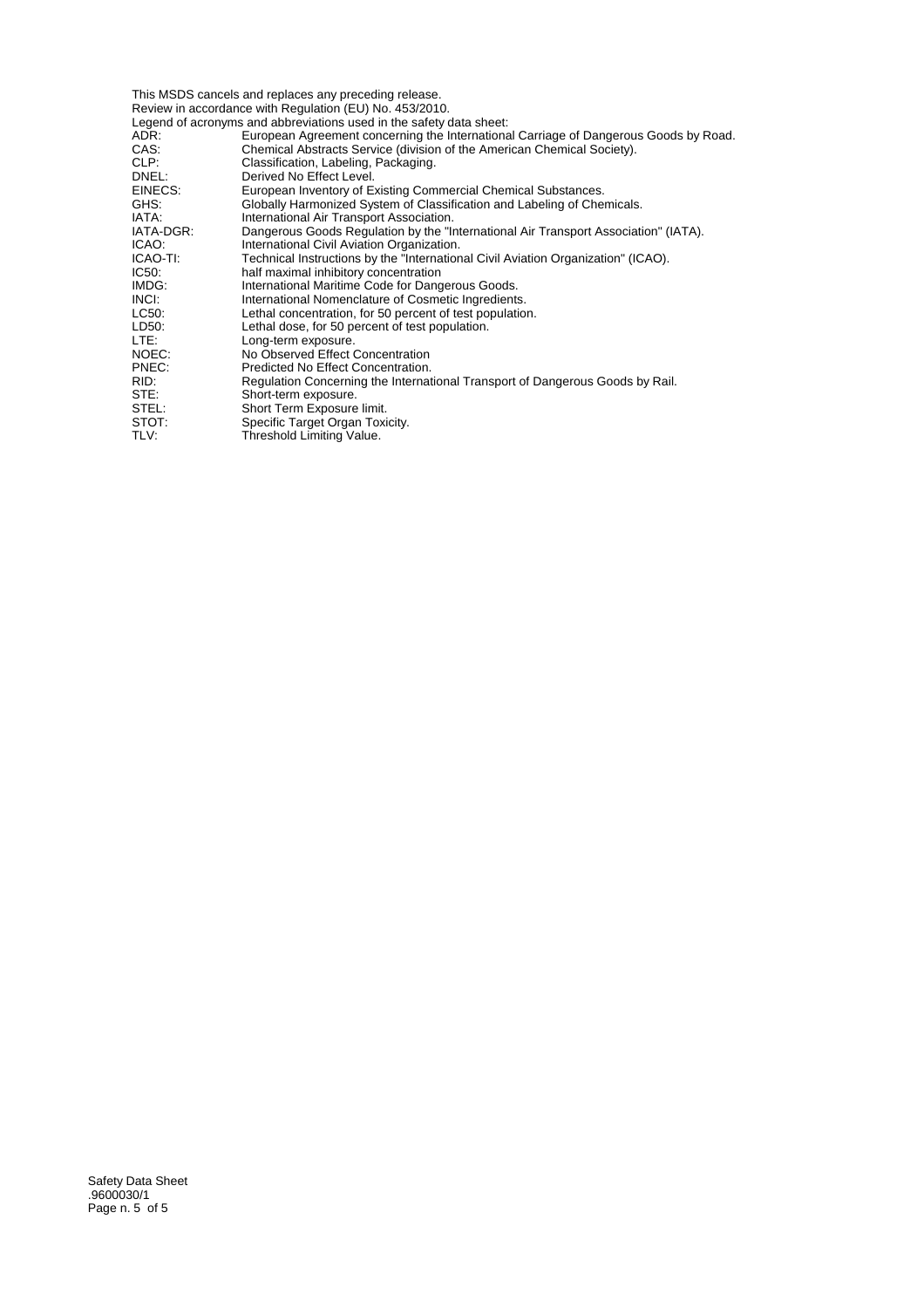This MSDS cancels and replaces any preceding release.

Review in accordance with Regulation (EU) No. 453/2010.

Legend of acronyms and abbreviations used in the safety data sheet:

| | |
|---|---|
| ADR: | European Agreement concerning the International Carriage of Dangerous Goods by Road. |
| CAS: | Chemical Abstracts Service (division of the American Chemical Society). |
| CLP: | Classification, Labeling, Packaging. |
| DNEL: | Derived No Effect Level. |
| EINECS: | European Inventory of Existing Commercial Chemical Substances. |
| GHS: | Globally Harmonized System of Classification and Labeling of Chemicals. |
| IATA: | International Air Transport Association. |
| IATA-DGR: | Dangerous Goods Regulation by the "International Air Transport Association" (IATA). |
| ICAO: | International Civil Aviation Organization. |
| ICAO-TI: | Technical Instructions by the "International Civil Aviation Organization" (ICAO). |
| IC50: | half maximal inhibitory concentration |
| IMDG: | International Maritime Code for Dangerous Goods. |
| INCI: | International Nomenclature of Cosmetic Ingredients. |
| LC50: | Lethal concentration, for 50 percent of test population. |
| LD50: | Lethal dose, for 50 percent of test population. |
| LTE: | Long-term exposure. |
| NOEC: | No Observed Effect Concentration |
| PNEC: | Predicted No Effect Concentration. |
| RID: | Regulation Concerning the International Transport of Dangerous Goods by Rail. |
| STE: | Short-term exposure. |
| STEL: | Short Term Exposure limit. |
| STOT: | Specific Target Organ Toxicity. |
| TLV: | Threshold Limiting Value. |